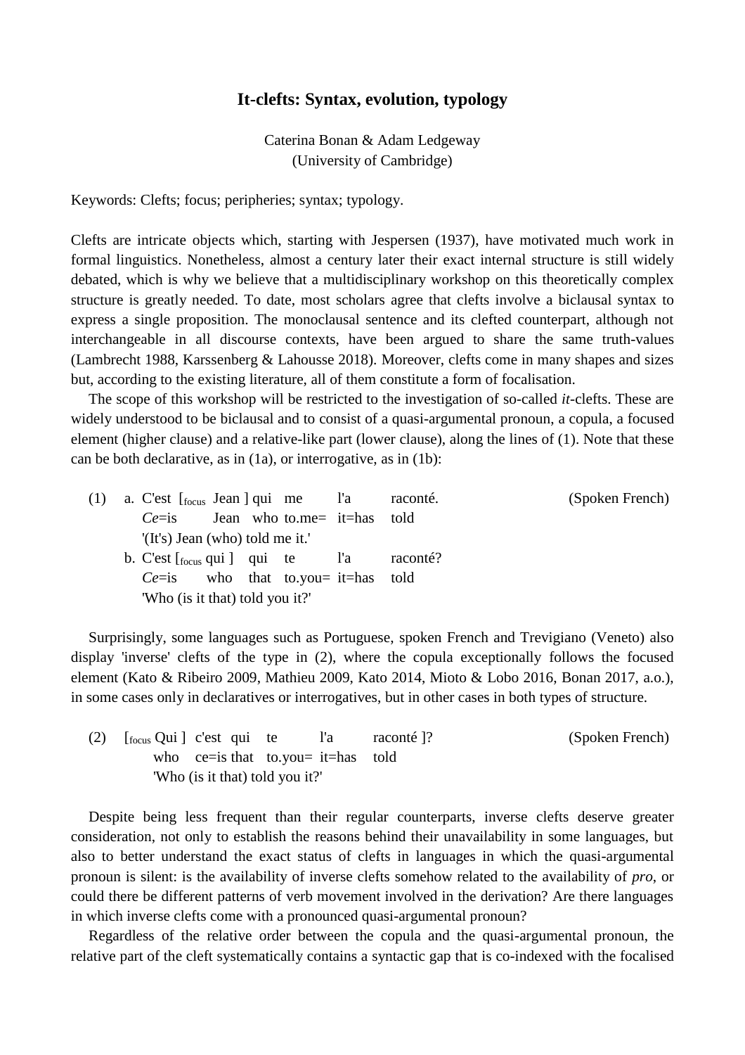# It-clefts: Syntax, evolution, typology

Caterina Bonan & Adam Ledgeway
(University of Cambridge)

Keywords: Clefts; focus; peripheries; syntax; typology.

Clefts are intricate objects which, starting with Jespersen (1937), have motivated much work in formal linguistics. Nonetheless, almost a century later their exact internal structure is still widely debated, which is why we believe that a multidisciplinary workshop on this theoretically complex structure is greatly needed. To date, most scholars agree that clefts involve a biclausal syntax to express a single proposition. The monoclausal sentence and its clefted counterpart, although not interchangeable in all discourse contexts, have been argued to share the same truth-values (Lambrecht 1988, Karssenberg & Lahousse 2018). Moreover, clefts come in many shapes and sizes but, according to the existing literature, all of them constitute a form of focalisation.

The scope of this workshop will be restricted to the investigation of so-called *it*-clefts. These are widely understood to be biclausal and to consist of a quasi-argumental pronoun, a copula, a focused element (higher clause) and a relative-like part (lower clause), along the lines of (1). Note that these can be both declarative, as in (1a), or interrogative, as in (1b):

(1) a. C'est [$_{\text{focus}}$ Jean ] qui me l'a raconté. (Spoken French)
*Ce*=is Jean who to.me= it=has told
'(It's) Jean (who) told me it.'

b. C'est [$_{\text{focus}}$ qui ] qui te l'a raconté?
*Ce*=is who that to.you= it=has told
'Who (is it that) told you it?'

Surprisingly, some languages such as Portuguese, spoken French and Trevigiano (Veneto) also display 'inverse' clefts of the type in (2), where the copula exceptionally follows the focused element (Kato & Ribeiro 2009, Mathieu 2009, Kato 2014, Mioto & Lobo 2016, Bonan 2017, a.o.), in some cases only in declaratives or interrogatives, but in other cases in both types of structure.

(2) [$_{\text{focus}}$ Qui ] c'est qui te l'a raconté ]? (Spoken French)
who ce=is that to.you= it=has told
'Who (is it that) told you it?'

Despite being less frequent than their regular counterparts, inverse clefts deserve greater consideration, not only to establish the reasons behind their unavailability in some languages, but also to better understand the exact status of clefts in languages in which the quasi-argumental pronoun is silent: is the availability of inverse clefts somehow related to the availability of *pro*, or could there be different patterns of verb movement involved in the derivation? Are there languages in which inverse clefts come with a pronounced quasi-argumental pronoun?

Regardless of the relative order between the copula and the quasi-argumental pronoun, the relative part of the cleft systematically contains a syntactic gap that is co-indexed with the focalised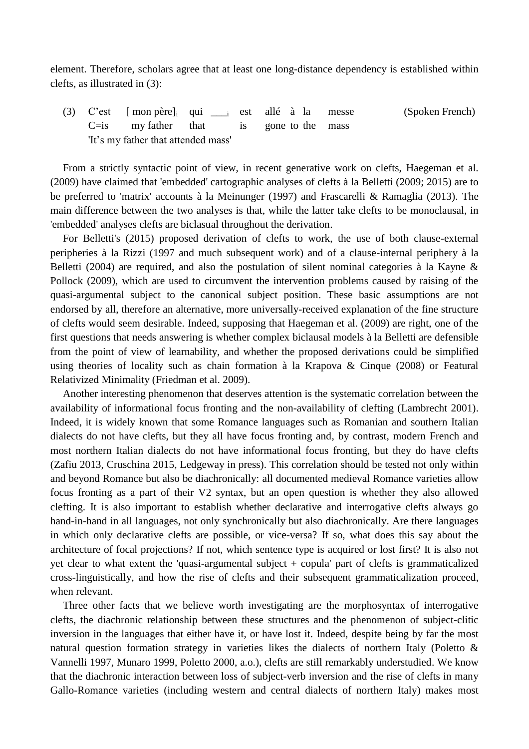element. Therefore, scholars agree that at least one long-distance dependency is established within clefts, as illustrated in (3):

(3) C'est [ mon père]$_i$ qui ___$_i$ est allé à la messe (Spoken French)
    C=is my father that is gone to the mass
    'It's my father that attended mass'

From a strictly syntactic point of view, in recent generative work on clefts, Haegeman et al. (2009) have claimed that 'embedded' cartographic analyses of clefts à la Belletti (2009; 2015) are to be preferred to 'matrix' accounts à la Meinunger (1997) and Frascarelli & Ramaglia (2013). The main difference between the two analyses is that, while the latter take clefts to be monoclausal, in 'embedded' analyses clefts are biclasual throughout the derivation.

For Belletti's (2015) proposed derivation of clefts to work, the use of both clause-external peripheries à la Rizzi (1997 and much subsequent work) and of a clause-internal periphery à la Belletti (2004) are required, and also the postulation of silent nominal categories à la Kayne & Pollock (2009), which are used to circumvent the intervention problems caused by raising of the quasi-argumental subject to the canonical subject position. These basic assumptions are not endorsed by all, therefore an alternative, more universally-received explanation of the fine structure of clefts would seem desirable. Indeed, supposing that Haegeman et al. (2009) are right, one of the first questions that needs answering is whether complex biclausal models à la Belletti are defensible from the point of view of learnability, and whether the proposed derivations could be simplified using theories of locality such as chain formation à la Krapova & Cinque (2008) or Featural Relativized Minimality (Friedman et al. 2009).

Another interesting phenomenon that deserves attention is the systematic correlation between the availability of informational focus fronting and the non-availability of clefting (Lambrecht 2001). Indeed, it is widely known that some Romance languages such as Romanian and southern Italian dialects do not have clefts, but they all have focus fronting and, by contrast, modern French and most northern Italian dialects do not have informational focus fronting, but they do have clefts (Zafiu 2013, Cruschina 2015, Ledgeway in press). This correlation should be tested not only within and beyond Romance but also be diachronically: all documented medieval Romance varieties allow focus fronting as a part of their V2 syntax, but an open question is whether they also allowed clefting. It is also important to establish whether declarative and interrogative clefts always go hand-in-hand in all languages, not only synchronically but also diachronically. Are there languages in which only declarative clefts are possible, or vice-versa? If so, what does this say about the architecture of focal projections? If not, which sentence type is acquired or lost first? It is also not yet clear to what extent the 'quasi-argumental subject + copula' part of clefts is grammaticalized cross-linguistically, and how the rise of clefts and their subsequent grammaticalization proceed, when relevant.

Three other facts that we believe worth investigating are the morphosyntax of interrogative clefts, the diachronic relationship between these structures and the phenomenon of subject-clitic inversion in the languages that either have it, or have lost it. Indeed, despite being by far the most natural question formation strategy in varieties likes the dialects of northern Italy (Poletto & Vannelli 1997, Munaro 1999, Poletto 2000, a.o.), clefts are still remarkably understudied. We know that the diachronic interaction between loss of subject-verb inversion and the rise of clefts in many Gallo-Romance varieties (including western and central dialects of northern Italy) makes most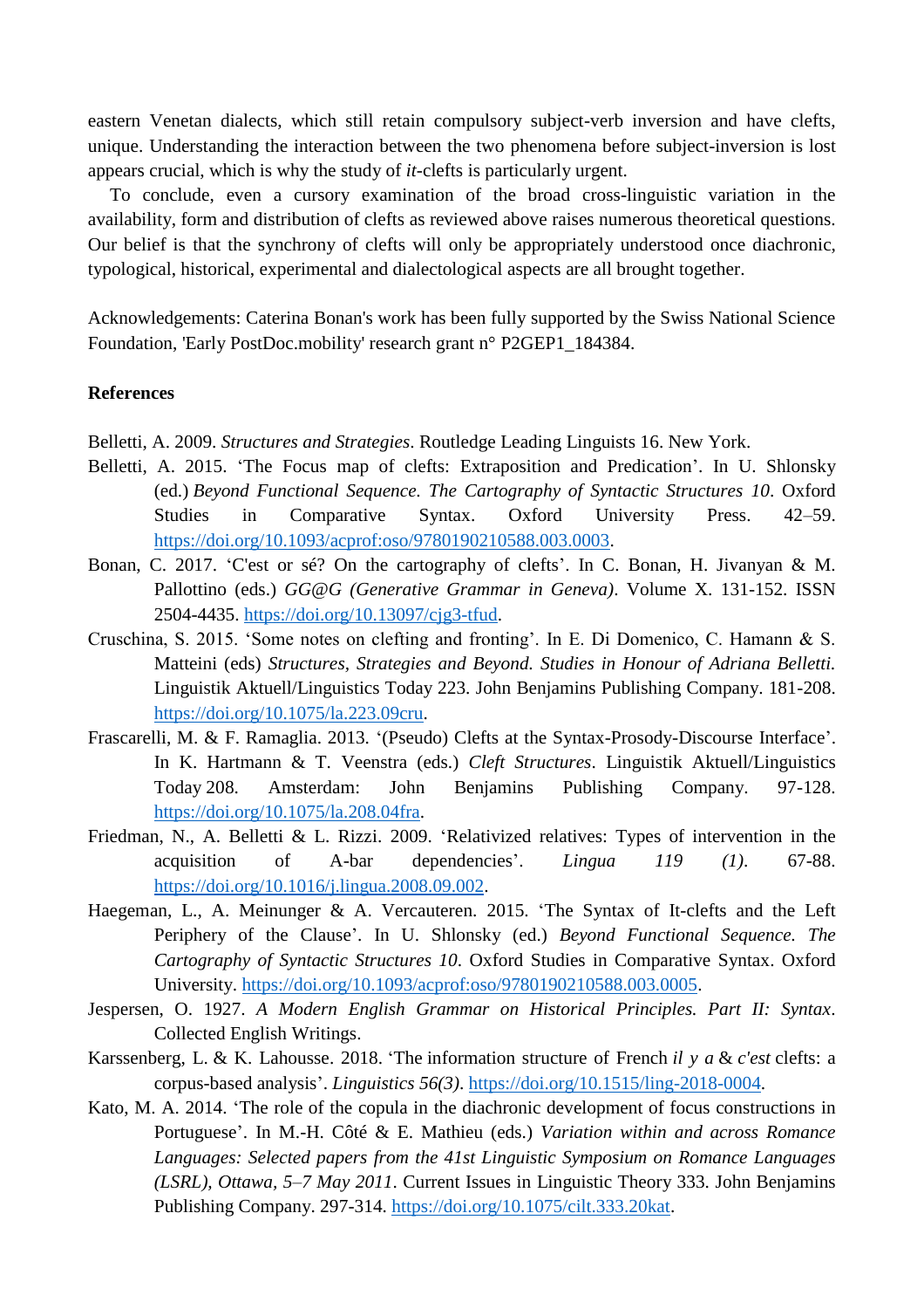eastern Venetan dialects, which still retain compulsory subject-verb inversion and have clefts, unique. Understanding the interaction between the two phenomena before subject-inversion is lost appears crucial, which is why the study of *it*-clefts is particularly urgent.

To conclude, even a cursory examination of the broad cross-linguistic variation in the availability, form and distribution of clefts as reviewed above raises numerous theoretical questions. Our belief is that the synchrony of clefts will only be appropriately understood once diachronic, typological, historical, experimental and dialectological aspects are all brought together.

Acknowledgements: Caterina Bonan's work has been fully supported by the Swiss National Science Foundation, 'Early PostDoc.mobility' research grant n° P2GEP1_184384.

**References**

Belletti, A. 2009. *Structures and Strategies*. Routledge Leading Linguists 16. New York.

Belletti, A. 2015. 'The Focus map of clefts: Extraposition and Predication'. In U. Shlonsky (ed.) *Beyond Functional Sequence. The Cartography of Syntactic Structures 10*. Oxford Studies in Comparative Syntax. Oxford University Press. 42–59. https://doi.org/10.1093/acprof:oso/9780190210588.003.0003.

Bonan, C. 2017. 'C'est or sé? On the cartography of clefts'. In C. Bonan, H. Jivanyan & M. Pallottino (eds.) *GG@G (Generative Grammar in Geneva)*. Volume X. 131-152. ISSN 2504-4435. https://doi.org/10.13097/cjg3-tfud.

Cruschina, S. 2015. 'Some notes on clefting and fronting'. In E. Di Domenico, C. Hamann & S. Matteini (eds) *Structures, Strategies and Beyond. Studies in Honour of Adriana Belletti.* Linguistik Aktuell/Linguistics Today 223. John Benjamins Publishing Company. 181-208. https://doi.org/10.1075/la.223.09cru.

Frascarelli, M. & F. Ramaglia. 2013. '(Pseudo) Clefts at the Syntax-Prosody-Discourse Interface'. In K. Hartmann & T. Veenstra (eds.) *Cleft Structures*. Linguistik Aktuell/Linguistics Today 208. Amsterdam: John Benjamins Publishing Company. 97-128. https://doi.org/10.1075/la.208.04fra.

Friedman, N., A. Belletti & L. Rizzi. 2009. 'Relativized relatives: Types of intervention in the acquisition of A-bar dependencies'. *Lingua 119 (1)*. 67-88. https://doi.org/10.1016/j.lingua.2008.09.002.

Haegeman, L., A. Meinunger & A. Vercauteren. 2015. 'The Syntax of It-clefts and the Left Periphery of the Clause'. In U. Shlonsky (ed.) *Beyond Functional Sequence. The Cartography of Syntactic Structures 10*. Oxford Studies in Comparative Syntax. Oxford University. https://doi.org/10.1093/acprof:oso/9780190210588.003.0005.

Jespersen, O. 1927. *A Modern English Grammar on Historical Principles. Part II: Syntax*. Collected English Writings.

Karssenberg, L. & K. Lahousse. 2018. 'The information structure of French *il y a* & *c'est* clefts: a corpus-based analysis'. *Linguistics 56(3)*. https://doi.org/10.1515/ling-2018-0004.

Kato, M. A. 2014. 'The role of the copula in the diachronic development of focus constructions in Portuguese'. In M.-H. Côté & E. Mathieu (eds.) *Variation within and across Romance Languages: Selected papers from the 41st Linguistic Symposium on Romance Languages (LSRL), Ottawa, 5–7 May 2011*. Current Issues in Linguistic Theory 333. John Benjamins Publishing Company. 297-314. https://doi.org/10.1075/cilt.333.20kat.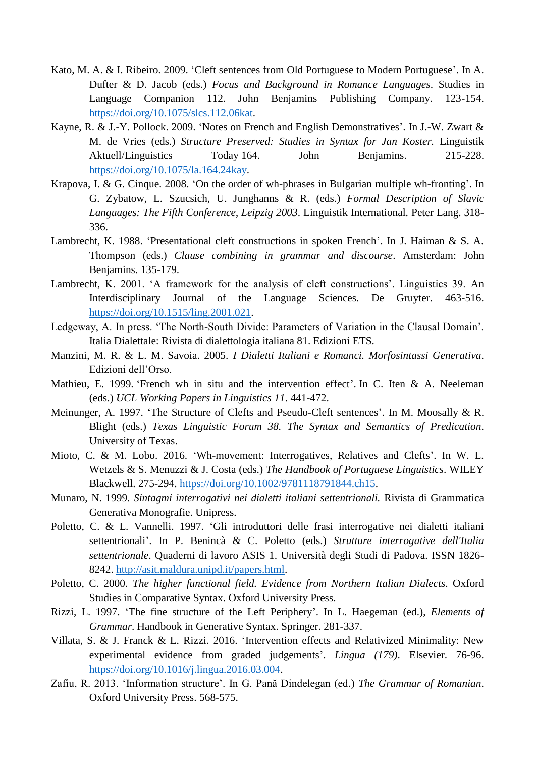Kato, M. A. & I. Ribeiro. 2009. 'Cleft sentences from Old Portuguese to Modern Portuguese'. In A. Dufter & D. Jacob (eds.) *Focus and Background in Romance Languages*. Studies in Language Companion 112. John Benjamins Publishing Company. 123-154. https://doi.org/10.1075/slcs.112.06kat.

Kayne, R. & J.-Y. Pollock. 2009. 'Notes on French and English Demonstratives'. In J.-W. Zwart & M. de Vries (eds.) *Structure Preserved: Studies in Syntax for Jan Koster*. Linguistik Aktuell/Linguistics Today 164. John Benjamins. 215-228. https://doi.org/10.1075/la.164.24kay.

Krapova, I. & G. Cinque. 2008. 'On the order of wh-phrases in Bulgarian multiple wh-fronting'. In G. Zybatow, L. Szucsich, U. Junghanns & R. (eds.) *Formal Description of Slavic Languages: The Fifth Conference, Leipzig 2003*. Linguistik International. Peter Lang. 318-336.

Lambrecht, K. 1988. 'Presentational cleft constructions in spoken French'. In J. Haiman & S. A. Thompson (eds.) *Clause combining in grammar and discourse*. Amsterdam: John Benjamins. 135-179.

Lambrecht, K. 2001. 'A framework for the analysis of cleft constructions'. Linguistics 39. An Interdisciplinary Journal of the Language Sciences. De Gruyter. 463-516. https://doi.org/10.1515/ling.2001.021.

Ledgeway, A. In press. 'The North-South Divide: Parameters of Variation in the Clausal Domain'. Italia Dialettale: Rivista di dialettologia italiana 81. Edizioni ETS.

Manzini, M. R. & L. M. Savoia. 2005. *I Dialetti Italiani e Romanci. Morfosintassi Generativa*. Edizioni dell'Orso.

Mathieu, E. 1999. 'French wh in situ and the intervention effect'. In C. Iten & A. Neeleman (eds.) *UCL Working Papers in Linguistics 11*. 441-472.

Meinunger, A. 1997. 'The Structure of Clefts and Pseudo-Cleft sentences'. In M. Moosally & R. Blight (eds.) *Texas Linguistic Forum 38. The Syntax and Semantics of Predication*. University of Texas.

Mioto, C. & M. Lobo. 2016. 'Wh-movement: Interrogatives, Relatives and Clefts'. In W. L. Wetzels & S. Menuzzi & J. Costa (eds.) *The Handbook of Portuguese Linguistics*. WILEY Blackwell. 275-294. https://doi.org/10.1002/9781118791844.ch15.

Munaro, N. 1999. *Sintagmi interrogativi nei dialetti italiani settentrionali.* Rivista di Grammatica Generativa Monografie. Unipress.

Poletto, C. & L. Vannelli. 1997. 'Gli introduttori delle frasi interrogative nei dialetti italiani settentrionali'. In P. Benincà & C. Poletto (eds.) *Strutture interrogative dell'Italia settentrionale*. Quaderni di lavoro ASIS 1. Università degli Studi di Padova. ISSN 1826-8242. http://asit.maldura.unipd.it/papers.html.

Poletto, C. 2000. *The higher functional field. Evidence from Northern Italian Dialects*. Oxford Studies in Comparative Syntax. Oxford University Press.

Rizzi, L. 1997. 'The fine structure of the Left Periphery'. In L. Haegeman (ed.), *Elements of Grammar*. Handbook in Generative Syntax. Springer. 281-337.

Villata, S. & J. Franck & L. Rizzi. 2016. 'Intervention effects and Relativized Minimality: New experimental evidence from graded judgements'. *Lingua (179)*. Elsevier. 76-96. https://doi.org/10.1016/j.lingua.2016.03.004.

Zafiu, R. 2013. 'Information structure'. In G. Pană Dindelegan (ed.) *The Grammar of Romanian*. Oxford University Press. 568-575.